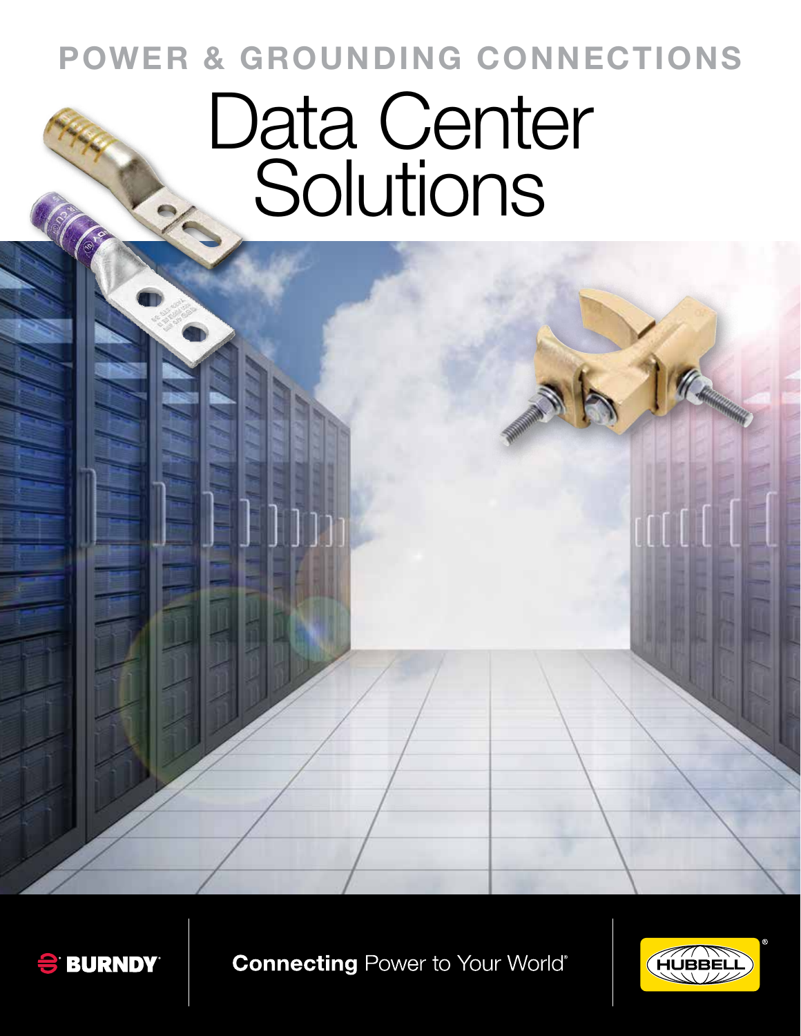# POWER & GROUNDING CONNECTIONS

# Data Center Solutions

BURNDY

**Connecting** Power to Your World®

HUBBELL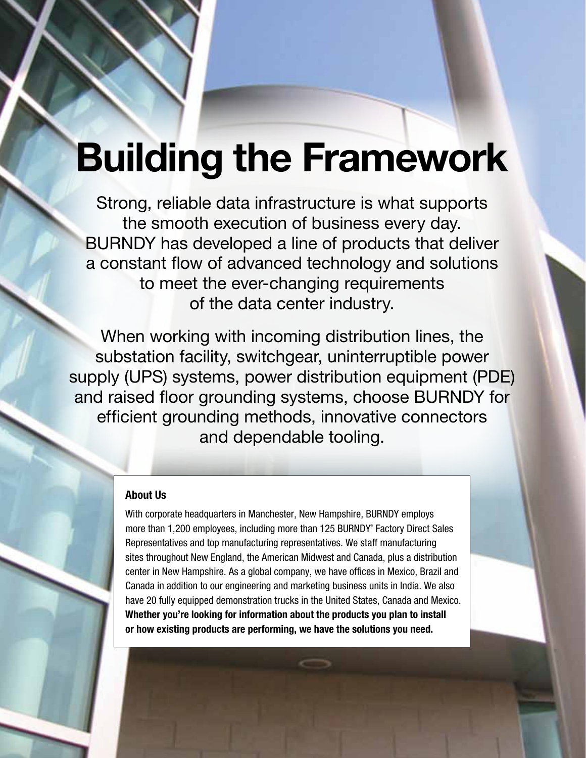# Building the Framework

Strong, reliable data infrastructure is what supports the smooth execution of business every day. BURNDY has developed a line of products that deliver a constant flow of advanced technology and solutions to meet the ever-changing requirements of the data center industry.

When working with incoming distribution lines, the substation facility, switchgear, uninterruptible power supply (UPS) systems, power distribution equipment (PDE) and raised floor grounding systems, choose BURNDY for efficient grounding methods, innovative connectors and dependable tooling.

**About Us**

With corporate headquarters in Manchester, New Hampshire, BURNDY employs more than 1,200 employees, including more than 125 BURNDY® Factory Direct Sales Representatives and top manufacturing representatives. We staff manufacturing sites throughout New England, the American Midwest and Canada, plus a distribution center in New Hampshire. As a global company, we have offices in Mexico, Brazil and Canada in addition to our engineering and marketing business units in India. We also have 20 fully equipped demonstration trucks in the United States, Canada and Mexico. **Whether you're looking for information about the products you plan to install or how existing products are performing, we have the solutions you need.**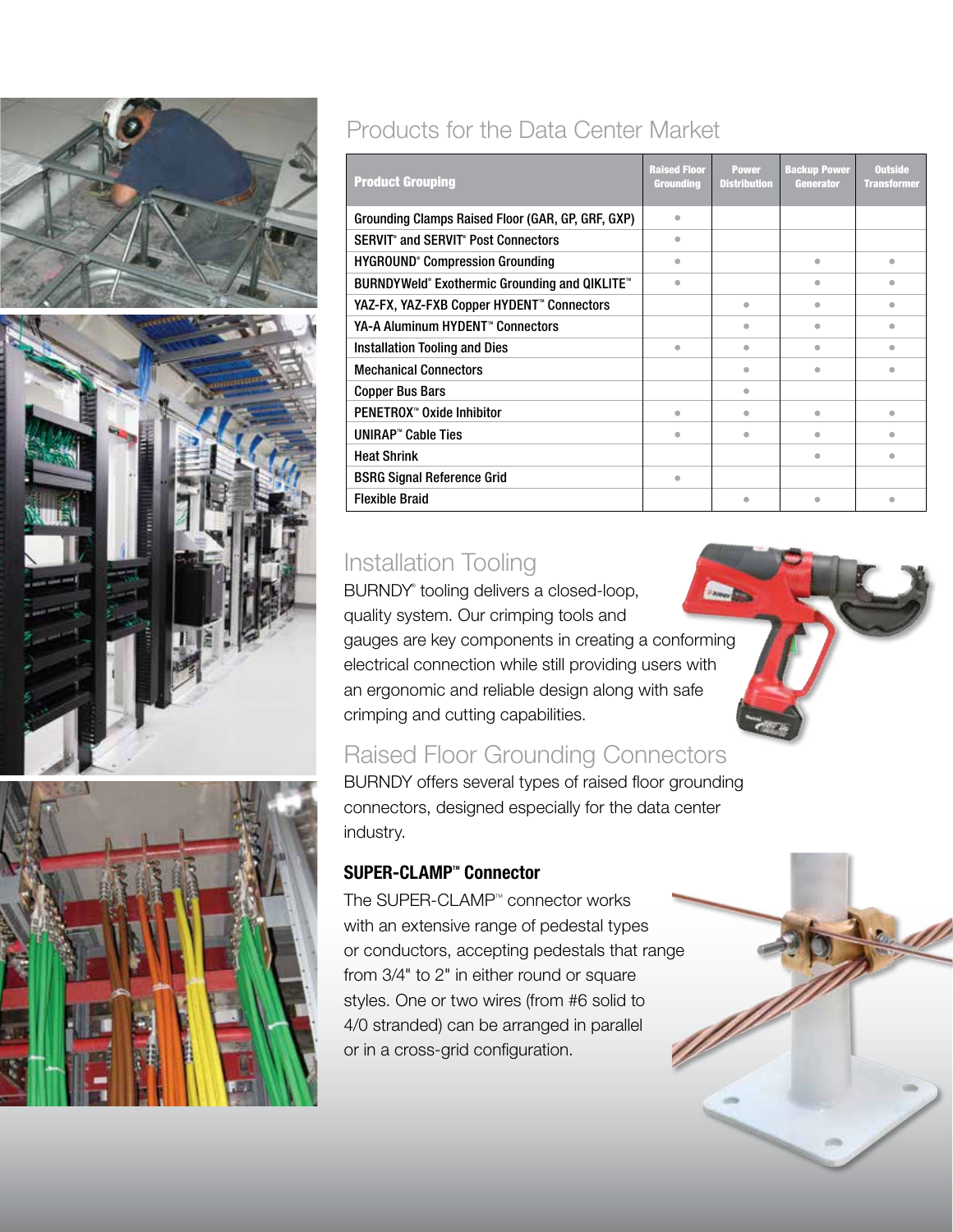## Products for the Data Center Market

| Product Grouping | Raised Floor Grounding | Power Distribution | Backup Power Generator | Outside Transformer |
|---|---|---|---|---|
| Grounding Clamps Raised Floor (GAR, GP, GRF, GXP) | • | | | |
| SERVIT® and SERVIT® Post Connectors | • | | | |
| HYGROUND® Compression Grounding | • | | • | • |
| BURNDYWeld® Exothermic Grounding and QIKLITE™ | • | | • | • |
| YAZ-FX, YAZ-FXB Copper HYDENT™ Connectors | | • | • | • |
| YA-A Aluminum HYDENT™ Connectors | | • | • | • |
| Installation Tooling and Dies | • | • | • | • |
| Mechanical Connectors | | • | • | • |
| Copper Bus Bars | | • | | |
| PENETROX™ Oxide Inhibitor | • | • | • | • |
| UNIRAP™ Cable Ties | • | • | • | • |
| Heat Shrink | | | • | • |
| BSRG Signal Reference Grid | • | | | |
| Flexible Braid | | • | • | • |

## Installation Tooling

BURNDY® tooling delivers a closed-loop, quality system. Our crimping tools and gauges are key components in creating a conforming electrical connection while still providing users with an ergonomic and reliable design along with safe crimping and cutting capabilities.

## Raised Floor Grounding Connectors

BURNDY offers several types of raised floor grounding connectors, designed especially for the data center industry.

### SUPER-CLAMP™ Connector

The SUPER-CLAMP™ connector works with an extensive range of pedestal types or conductors, accepting pedestals that range from 3/4" to 2" in either round or square styles. One or two wires (from #6 solid to 4/0 stranded) can be arranged in parallel or in a cross-grid configuration.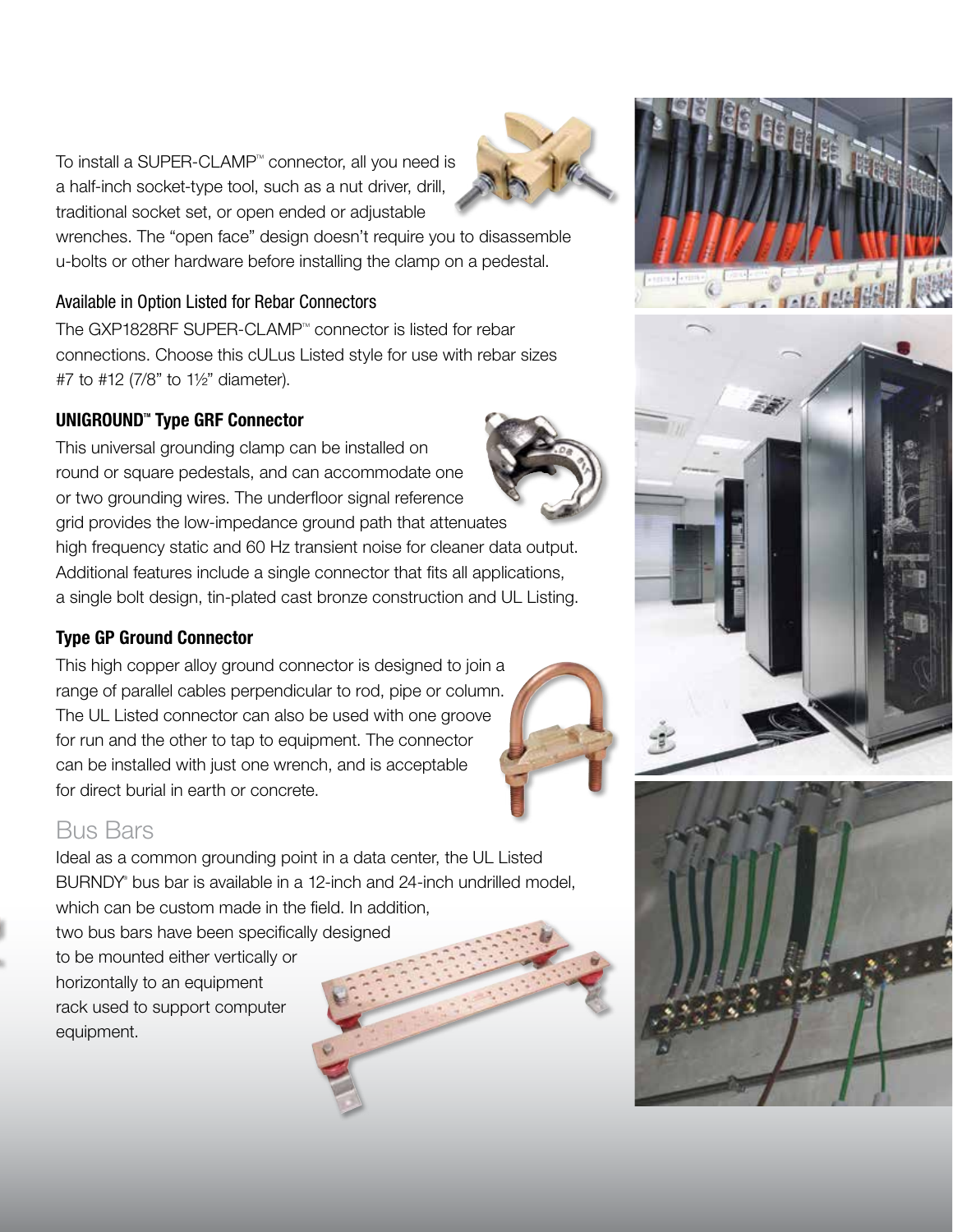To install a SUPER-CLAMP™ connector, all you need is a half-inch socket-type tool, such as a nut driver, drill, traditional socket set, or open ended or adjustable wrenches. The "open face" design doesn't require you to disassemble u-bolts or other hardware before installing the clamp on a pedestal.

### Available in Option Listed for Rebar Connectors

The GXP1828RF SUPER-CLAMP™ connector is listed for rebar connections. Choose this cULus Listed style for use with rebar sizes #7 to #12 (7/8" to 1½" diameter).

### UNIGROUND™ Type GRF Connector

This universal grounding clamp can be installed on round or square pedestals, and can accommodate one or two grounding wires. The underfloor signal reference grid provides the low-impedance ground path that attenuates high frequency static and 60 Hz transient noise for cleaner data output. Additional features include a single connector that fits all applications, a single bolt design, tin-plated cast bronze construction and UL Listing.

### Type GP Ground Connector

This high copper alloy ground connector is designed to join a range of parallel cables perpendicular to rod, pipe or column. The UL Listed connector can also be used with one groove for run and the other to tap to equipment. The connector can be installed with just one wrench, and is acceptable for direct burial in earth or concrete.

## Bus Bars

Ideal as a common grounding point in a data center, the UL Listed BURNDY® bus bar is available in a 12-inch and 24-inch undrilled model, which can be custom made in the field. In addition, two bus bars have been specifically designed to be mounted either vertically or horizontally to an equipment rack used to support computer equipment.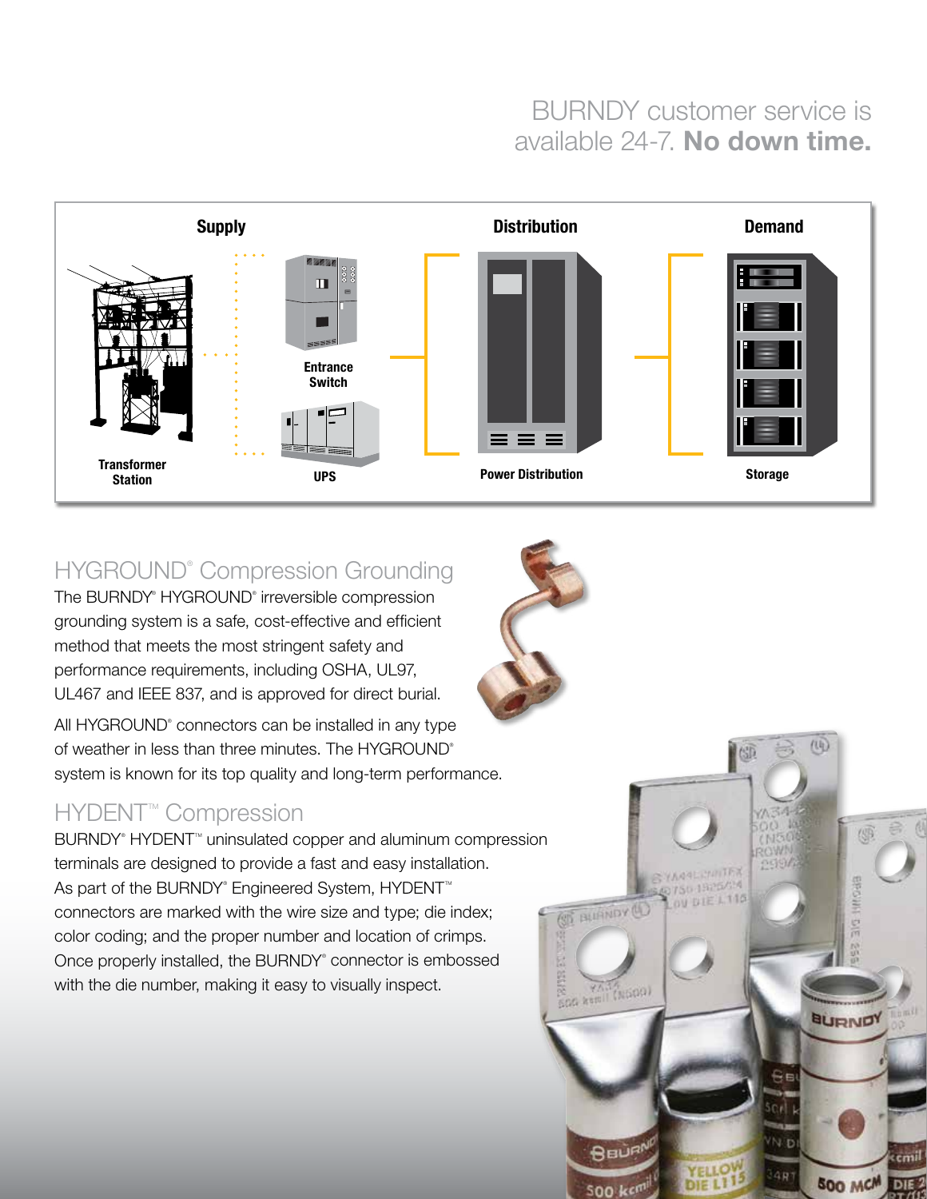BURNDY customer service is available 24-7. **No down time.**

**Supply** — Transformer Station, Entrance Switch, UPS

**Distribution** — Power Distribution

**Demand** — Storage

## HYGROUND® Compression Grounding

The BURNDY® HYGROUND® irreversible compression grounding system is a safe, cost-effective and efficient method that meets the most stringent safety and performance requirements, including OSHA, UL97, UL467 and IEEE 837, and is approved for direct burial.

All HYGROUND® connectors can be installed in any type of weather in less than three minutes. The HYGROUND® system is known for its top quality and long-term performance.

## HYDENT™ Compression

BURNDY® HYDENT™ uninsulated copper and aluminum compression terminals are designed to provide a fast and easy installation. As part of the BURNDY® Engineered System, HYDENT™ connectors are marked with the wire size and type; die index; color coding; and the proper number and location of crimps. Once properly installed, the BURNDY® connector is embossed with the die number, making it easy to visually inspect.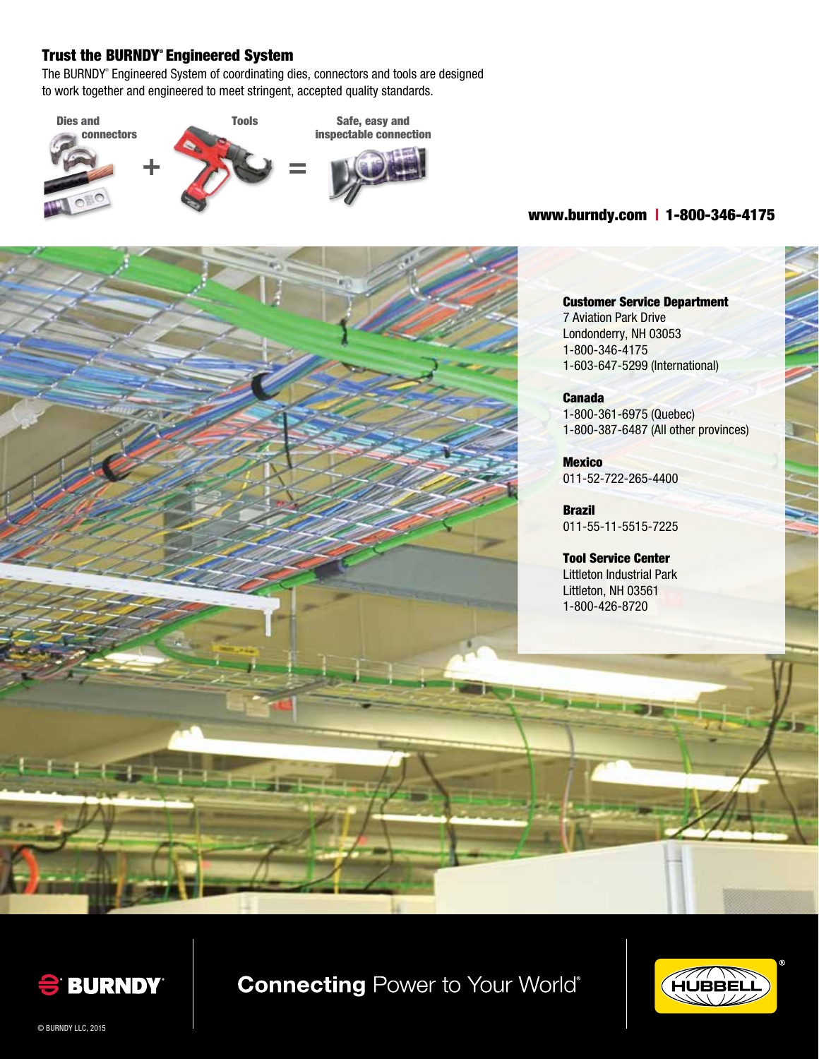## Trust the BURNDY® Engineered System

The BURNDY® Engineered System of coordinating dies, connectors and tools are designed to work together and engineered to meet stringent, accepted quality standards.

Dies and connectors + Tools = Safe, easy and inspectable connection

**www.burndy.com | 1-800-346-4175**

**Customer Service Department**
7 Aviation Park Drive
Londonderry, NH 03053
1-800-346-4175
1-603-647-5299 (International)

**Canada**
1-800-361-6975 (Quebec)
1-800-387-6487 (All other provinces)

**Mexico**
011-52-722-265-4400

**Brazil**
011-55-11-5515-7225

**Tool Service Center**
Littleton Industrial Park
Littleton, NH 03561
1-800-426-8720

BURNDY®

**Connecting** Power to Your World®

HUBBELL®

© BURNDY LLC, 2015